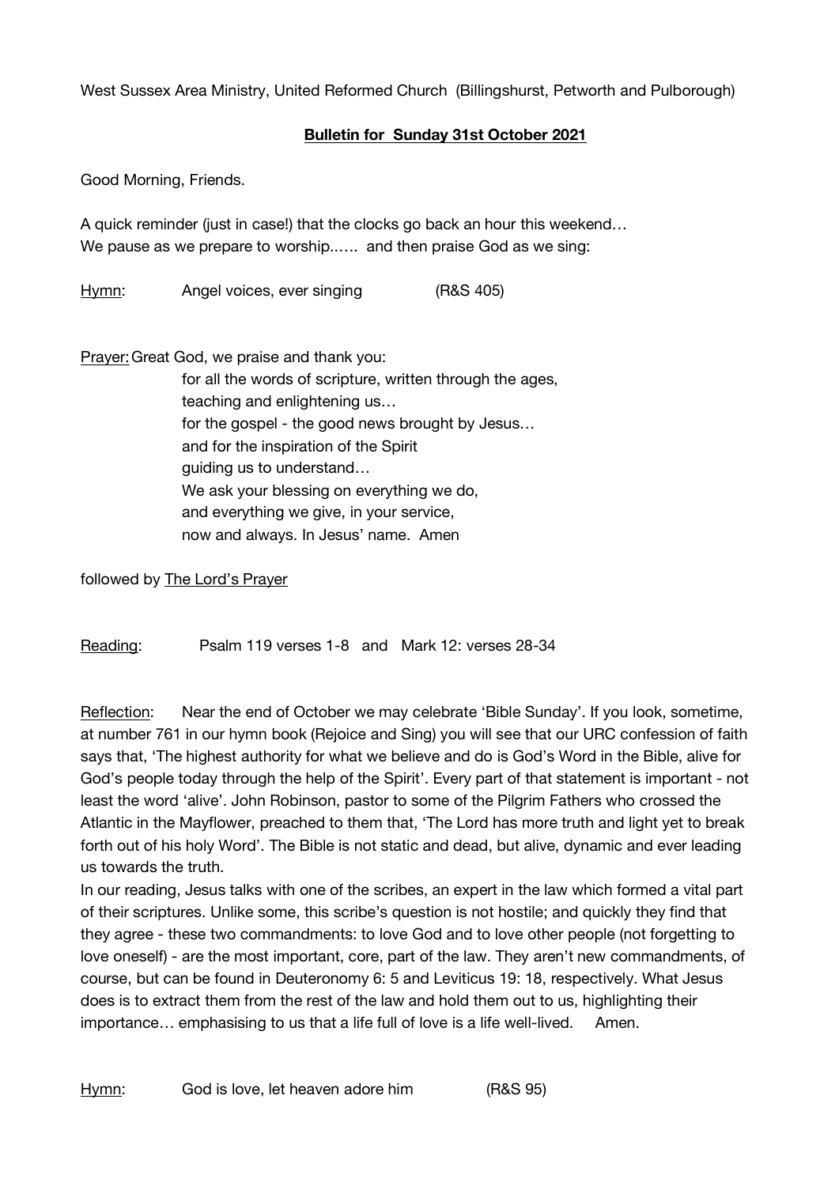West Sussex Area Ministry, United Reformed Church (Billingshurst, Petworth and Pulborough)

**Bulletin for Sunday 31st October 2021**

Good Morning, Friends.

A quick reminder (just in case!) that the clocks go back an hour this weekend…
We pause as we prepare to worship..…. and then praise God as we sing:

Hymn: Angel voices, ever singing (R&S 405)

Prayer: Great God, we praise and thank you:
for all the words of scripture, written through the ages,
teaching and enlightening us…
for the gospel - the good news brought by Jesus…
and for the inspiration of the Spirit
guiding us to understand…
We ask your blessing on everything we do,
and everything we give, in your service,
now and always. In Jesus' name. Amen

followed by The Lord's Prayer

Reading: Psalm 119 verses 1-8 and Mark 12: verses 28-34

Reflection: Near the end of October we may celebrate 'Bible Sunday'. If you look, sometime, at number 761 in our hymn book (Rejoice and Sing) you will see that our URC confession of faith says that, 'The highest authority for what we believe and do is God's Word in the Bible, alive for God's people today through the help of the Spirit'. Every part of that statement is important - not least the word 'alive'. John Robinson, pastor to some of the Pilgrim Fathers who crossed the Atlantic in the Mayflower, preached to them that, 'The Lord has more truth and light yet to break forth out of his holy Word'. The Bible is not static and dead, but alive, dynamic and ever leading us towards the truth.
In our reading, Jesus talks with one of the scribes, an expert in the law which formed a vital part of their scriptures. Unlike some, this scribe's question is not hostile; and quickly they find that they agree - these two commandments: to love God and to love other people (not forgetting to love oneself) - are the most important, core, part of the law. They aren't new commandments, of course, but can be found in Deuteronomy 6: 5 and Leviticus 19: 18, respectively. What Jesus does is to extract them from the rest of the law and hold them out to us, highlighting their importance… emphasising to us that a life full of love is a life well-lived. Amen.

Hymn: God is love, let heaven adore him (R&S 95)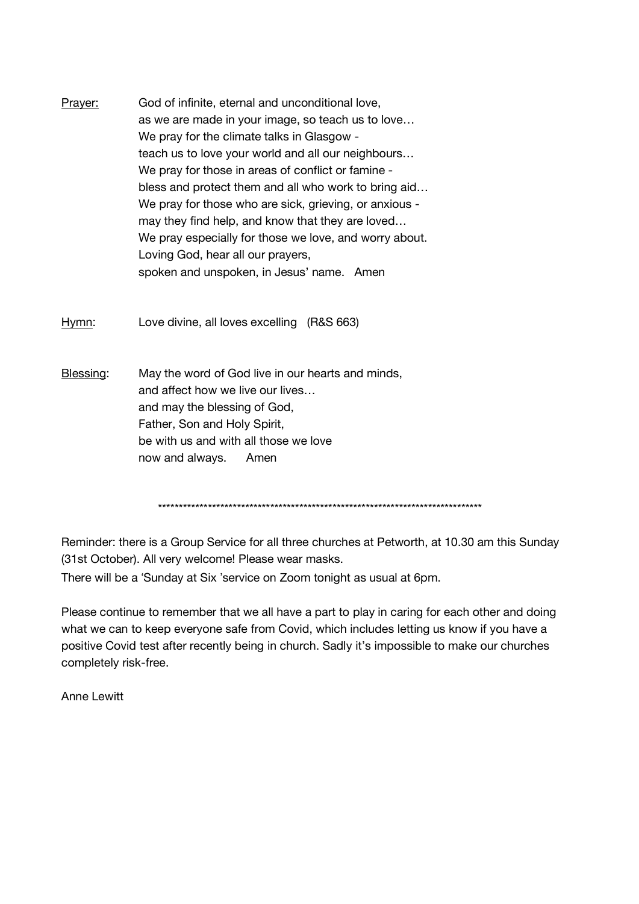<u>Prayer:</u> God of infinite, eternal and unconditional love,
as we are made in your image, so teach us to love…
We pray for the climate talks in Glasgow -
teach us to love your world and all our neighbours…
We pray for those in areas of conflict or famine -
bless and protect them and all who work to bring aid…
We pray for those who are sick, grieving, or anxious -
may they find help, and know that they are loved…
We pray especially for those we love, and worry about.
Loving God, hear all our prayers,
spoken and unspoken, in Jesus' name. Amen

<u>Hymn</u>: Love divine, all loves excelling (R&S 663)

<u>Blessing</u>: May the word of God live in our hearts and minds,
and affect how we live our lives…
and may the blessing of God,
Father, Son and Holy Spirit,
be with us and with all those we love
now and always. Amen

********************************************************************************

Reminder: there is a Group Service for all three churches at Petworth, at 10.30 am this Sunday (31st October). All very welcome! Please wear masks.
There will be a 'Sunday at Six 'service on Zoom tonight as usual at 6pm.

Please continue to remember that we all have a part to play in caring for each other and doing what we can to keep everyone safe from Covid, which includes letting us know if you have a positive Covid test after recently being in church. Sadly it's impossible to make our churches completely risk-free.

Anne Lewitt